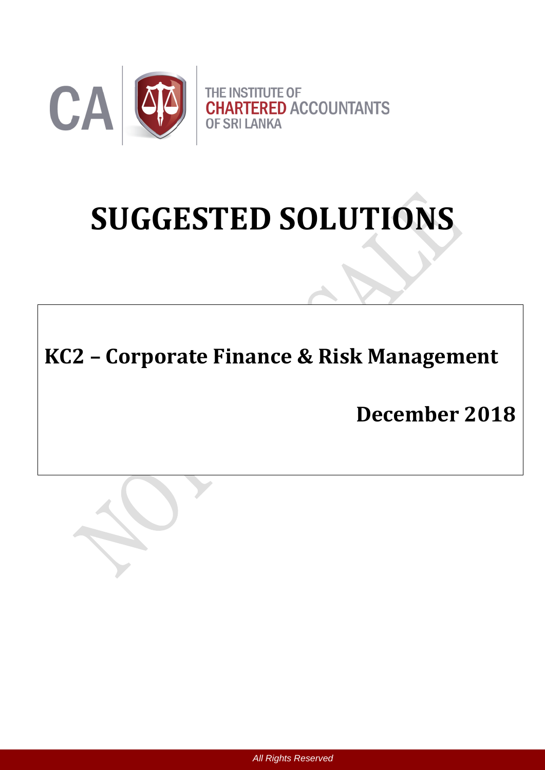CA

THE INSTITUTE OF
**CHARTERED** ACCOUNTANTS
OF SRI LANKA

# SUGGESTED SOLUTIONS

## KC2 – Corporate Finance & Risk Management

## December 2018

*All Rights Reserved*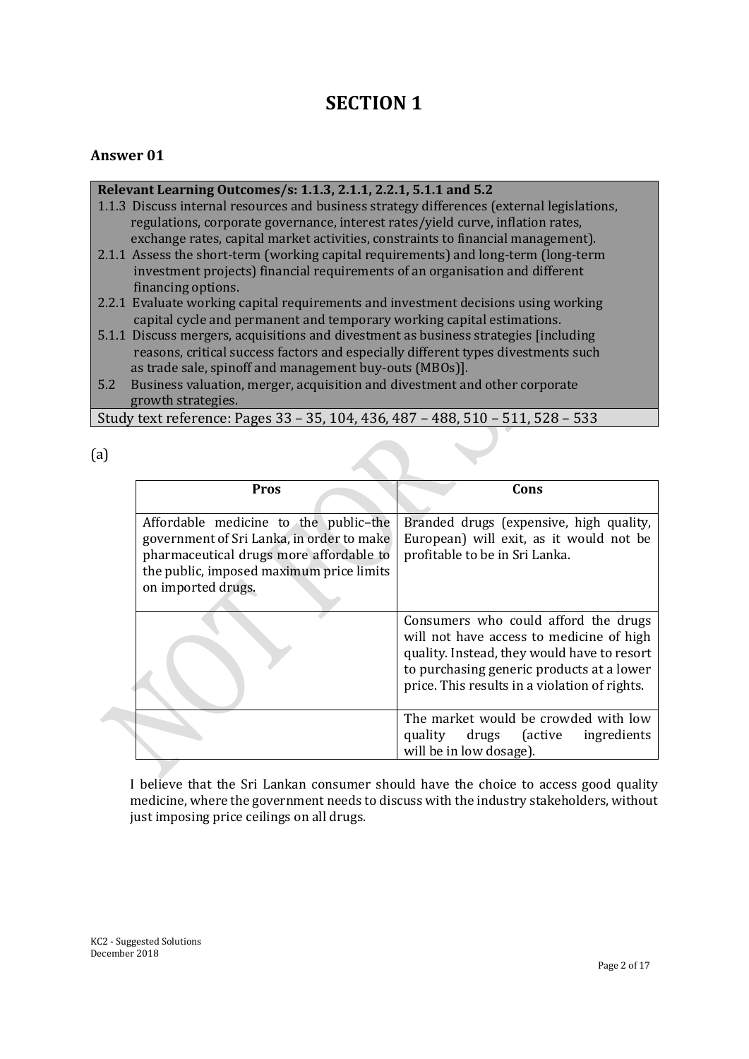# SECTION 1

## Answer 01

| Relevant Learning Outcomes/s: 1.1.3, 2.1.1, 2.2.1, 5.1.1 and 5.2 |
|---|
| 1.1.3 Discuss internal resources and business strategy differences (external legislations, regulations, corporate governance, interest rates/yield curve, inflation rates, exchange rates, capital market activities, constraints to financial management).<br>2.1.1 Assess the short-term (working capital requirements) and long-term (long-term investment projects) financial requirements of an organisation and different financing options.<br>2.2.1 Evaluate working capital requirements and investment decisions using working capital cycle and permanent and temporary working capital estimations.<br>5.1.1 Discuss mergers, acquisitions and divestment as business strategies [including reasons, critical success factors and especially different types divestments such as trade sale, spinoff and management buy-outs (MBOs)].<br>5.2 Business valuation, merger, acquisition and divestment and other corporate growth strategies. |
| Study text reference: Pages 33 – 35, 104, 436, 487 – 488, 510 – 511, 528 – 533 |

(a)

| Pros | Cons |
|---|---|
| Affordable medicine to the public–the government of Sri Lanka, in order to make pharmaceutical drugs more affordable to the public, imposed maximum price limits on imported drugs. | Branded drugs (expensive, high quality, European) will exit, as it would not be profitable to be in Sri Lanka. |
| | Consumers who could afford the drugs will not have access to medicine of high quality. Instead, they would have to resort to purchasing generic products at a lower price. This results in a violation of rights. |
| | The market would be crowded with low quality drugs (active ingredients will be in low dosage). |

I believe that the Sri Lankan consumer should have the choice to access good quality medicine, where the government needs to discuss with the industry stakeholders, without just imposing price ceilings on all drugs.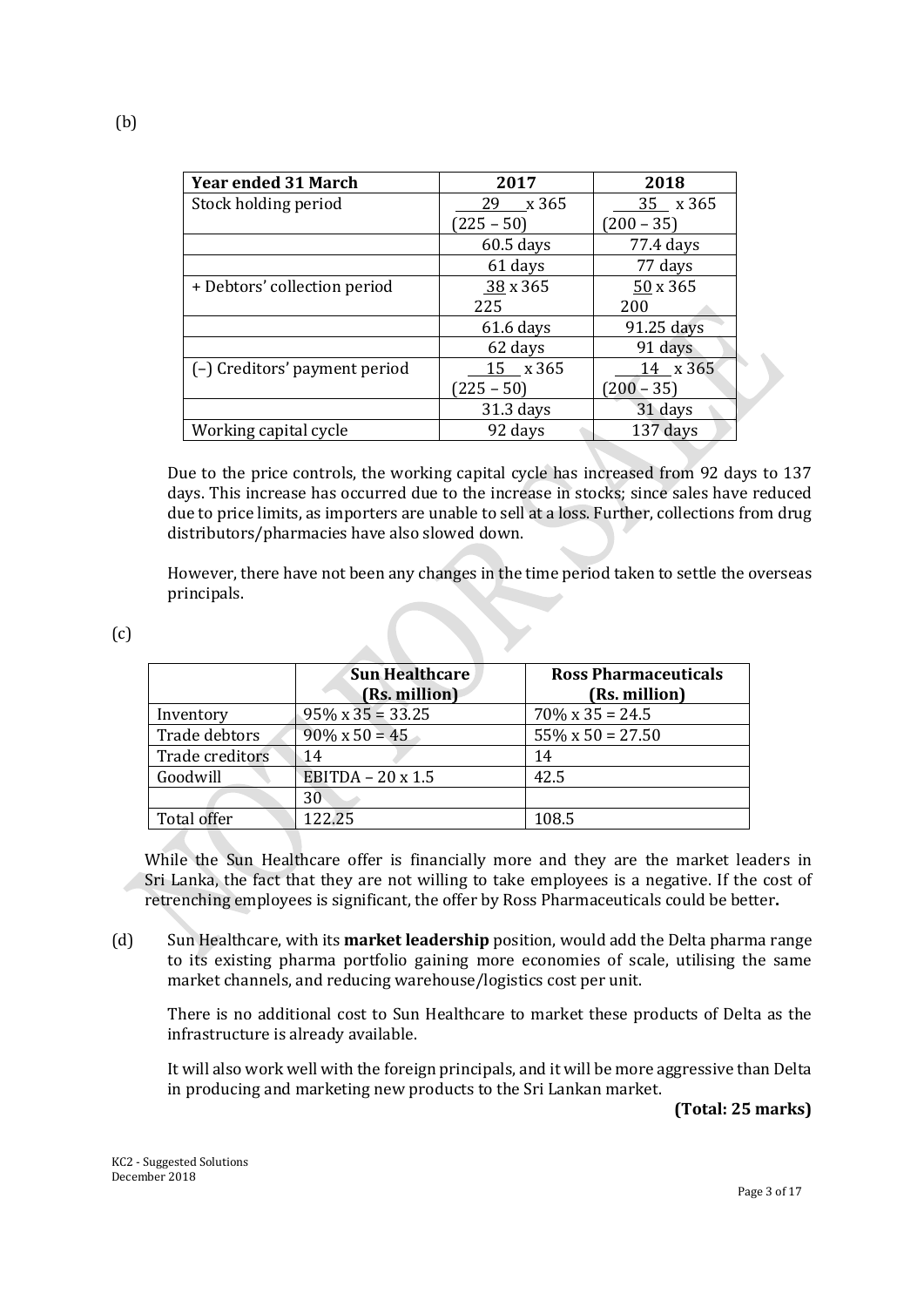(b)

| Year ended 31 March | 2017 | 2018 |
|---|---|---|
| Stock holding period | $\frac{29}{(225 - 50)} \times 365$ | $\frac{35}{(200 - 35)} \times 365$ |
| | 60.5 days | 77.4 days |
| | 61 days | 77 days |
| + Debtors' collection period | $\frac{38}{225} \times 365$ | $\frac{50}{200} \times 365$ |
| | 61.6 days | 91.25 days |
| | 62 days | 91 days |
| (–) Creditors' payment period | $\frac{15}{(225 - 50)} \times 365$ | $\frac{14}{(200 - 35)} \times 365$ |
| | 31.3 days | 31 days |
| Working capital cycle | 92 days | 137 days |

Due to the price controls, the working capital cycle has increased from 92 days to 137 days. This increase has occurred due to the increase in stocks; since sales have reduced due to price limits, as importers are unable to sell at a loss. Further, collections from drug distributors/pharmacies have also slowed down.

However, there have not been any changes in the time period taken to settle the overseas principals.

(c)

| | Sun Healthcare (Rs. million) | Ross Pharmaceuticals (Rs. million) |
|---|---|---|
| Inventory | 95% x 35 = 33.25 | 70% x 35 = 24.5 |
| Trade debtors | 90% x 50 = 45 | 55% x 50 = 27.50 |
| Trade creditors | 14 | 14 |
| Goodwill | EBITDA – 20 x 1.5 | 42.5 |
| | 30 | |
| Total offer | 122.25 | 108.5 |

While the Sun Healthcare offer is financially more and they are the market leaders in Sri Lanka, the fact that they are not willing to take employees is a negative. If the cost of retrenching employees is significant, the offer by Ross Pharmaceuticals could be better**.**

(d) Sun Healthcare, with its **market leadership** position, would add the Delta pharma range to its existing pharma portfolio gaining more economies of scale, utilising the same market channels, and reducing warehouse/logistics cost per unit.

There is no additional cost to Sun Healthcare to market these products of Delta as the infrastructure is already available.

It will also work well with the foreign principals, and it will be more aggressive than Delta in producing and marketing new products to the Sri Lankan market.

**(Total: 25 marks)**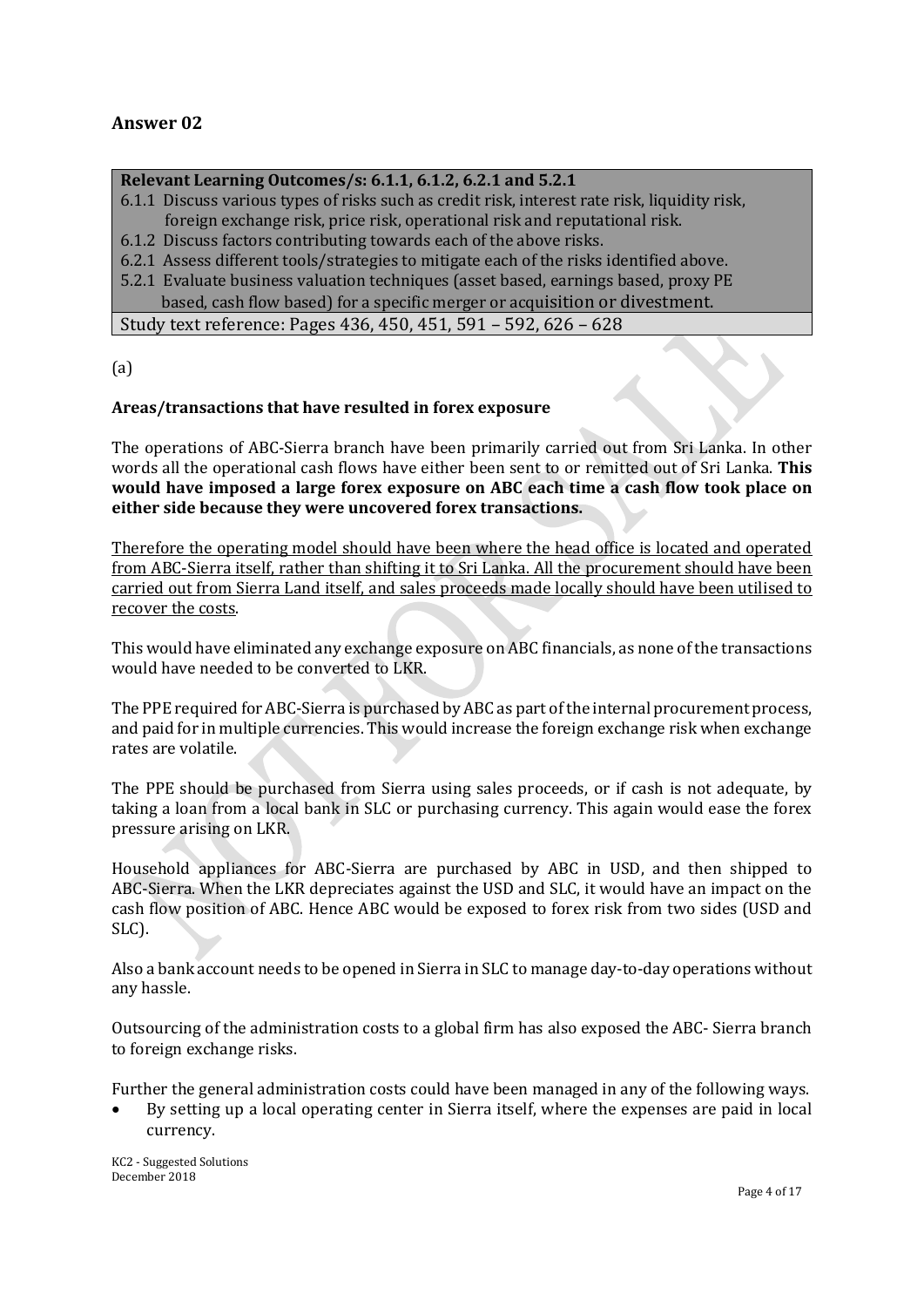## Answer 02

| **Relevant Learning Outcomes/s: 6.1.1, 6.1.2, 6.2.1 and 5.2.1** |
|---|
| 6.1.1 Discuss various types of risks such as credit risk, interest rate risk, liquidity risk, foreign exchange risk, price risk, operational risk and reputational risk.<br>6.1.2 Discuss factors contributing towards each of the above risks.<br>6.2.1 Assess different tools/strategies to mitigate each of the risks identified above.<br>5.2.1 Evaluate business valuation techniques (asset based, earnings based, proxy PE based, cash flow based) for a specific merger or acquisition or divestment. |
| Study text reference: Pages 436, 450, 451, 591 – 592, 626 – 628 |

(a)

**Areas/transactions that have resulted in forex exposure**

The operations of ABC-Sierra branch have been primarily carried out from Sri Lanka. In other words all the operational cash flows have either been sent to or remitted out of Sri Lanka. **This would have imposed a large forex exposure on ABC each time a cash flow took place on either side because they were uncovered forex transactions.**

<u>Therefore the operating model should have been where the head office is located and operated from ABC-Sierra itself, rather than shifting it to Sri Lanka. All the procurement should have been carried out from Sierra Land itself, and sales proceeds made locally should have been utilised to recover the costs</u>.

This would have eliminated any exchange exposure on ABC financials, as none of the transactions would have needed to be converted to LKR.

The PPE required for ABC-Sierra is purchased by ABC as part of the internal procurement process, and paid for in multiple currencies. This would increase the foreign exchange risk when exchange rates are volatile.

The PPE should be purchased from Sierra using sales proceeds, or if cash is not adequate, by taking a loan from a local bank in SLC or purchasing currency. This again would ease the forex pressure arising on LKR.

Household appliances for ABC-Sierra are purchased by ABC in USD, and then shipped to ABC-Sierra. When the LKR depreciates against the USD and SLC, it would have an impact on the cash flow position of ABC. Hence ABC would be exposed to forex risk from two sides (USD and SLC).

Also a bank account needs to be opened in Sierra in SLC to manage day-to-day operations without any hassle.

Outsourcing of the administration costs to a global firm has also exposed the ABC- Sierra branch to foreign exchange risks.

Further the general administration costs could have been managed in any of the following ways.

- By setting up a local operating center in Sierra itself, where the expenses are paid in local currency.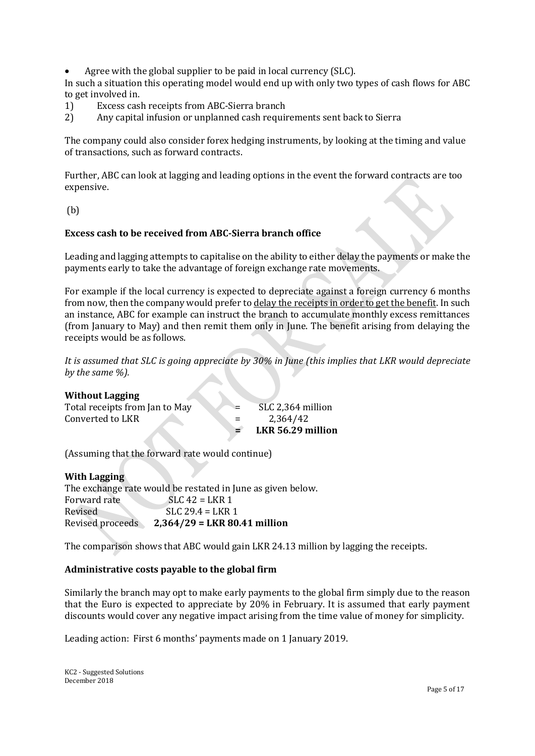- Agree with the global supplier to be paid in local currency (SLC).

In such a situation this operating model would end up with only two types of cash flows for ABC to get involved in.

1) Excess cash receipts from ABC-Sierra branch
2) Any capital infusion or unplanned cash requirements sent back to Sierra

The company could also consider forex hedging instruments, by looking at the timing and value of transactions, such as forward contracts.

Further, ABC can look at lagging and leading options in the event the forward contracts are too expensive.

(b)

**Excess cash to be received from ABC-Sierra branch office**

Leading and lagging attempts to capitalise on the ability to either delay the payments or make the payments early to take the advantage of foreign exchange rate movements.

For example if the local currency is expected to depreciate against a foreign currency 6 months from now, then the company would prefer to <u>delay the receipts in order to get the benefit</u>. In such an instance, ABC for example can instruct the branch to accumulate monthly excess remittances (from January to May) and then remit them only in June. The benefit arising from delaying the receipts would be as follows.

*It is assumed that SLC is going appreciate by 30% in June (this implies that LKR would depreciate by the same %).*

**Without Lagging**

| | | |
|---|---|---|
| Total receipts from Jan to May | = | SLC 2,364 million |
| Converted to LKR | = | 2,364/42 |
| | **=** | **LKR 56.29 million** |

(Assuming that the forward rate would continue)

**With Lagging**

The exchange rate would be restated in June as given below.

| | |
|---|---|
| Forward rate | SLC 42 = LKR 1 |
| Revised | SLC 29.4 = LKR 1 |
| Revised proceeds | **2,364/29 = LKR 80.41 million** |

The comparison shows that ABC would gain LKR 24.13 million by lagging the receipts.

**Administrative costs payable to the global firm**

Similarly the branch may opt to make early payments to the global firm simply due to the reason that the Euro is expected to appreciate by 20% in February. It is assumed that early payment discounts would cover any negative impact arising from the time value of money for simplicity.

Leading action: First 6 months' payments made on 1 January 2019.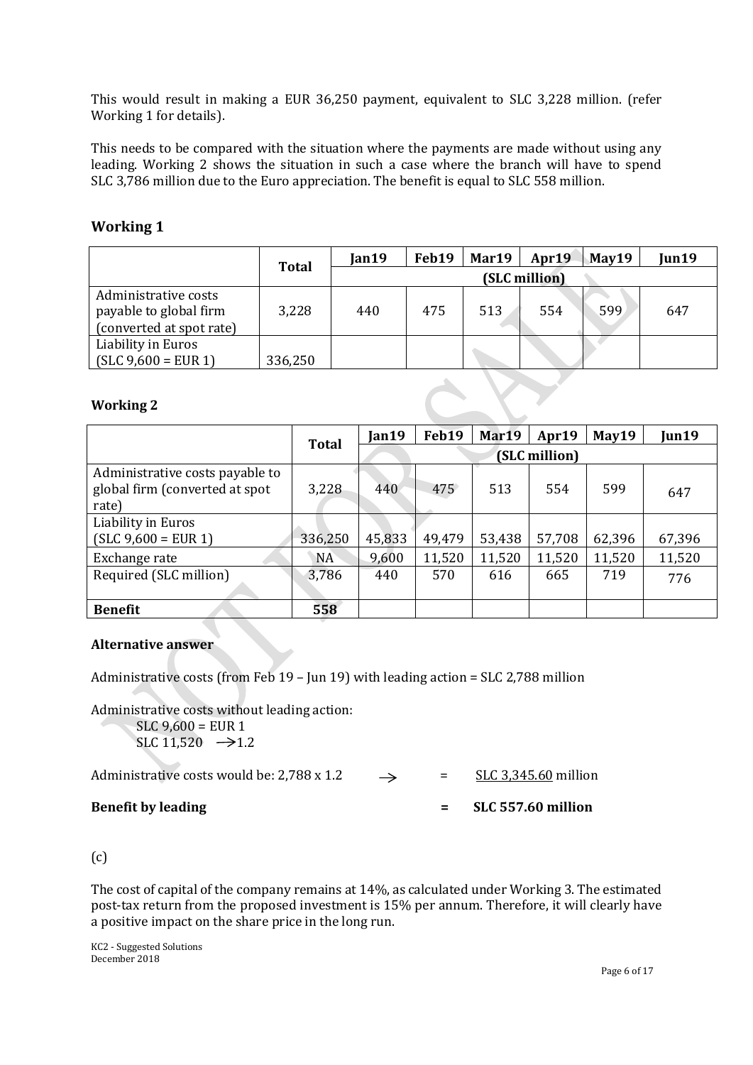This would result in making a EUR 36,250 payment, equivalent to SLC 3,228 million. (refer Working 1 for details).

This needs to be compared with the situation where the payments are made without using any leading. Working 2 shows the situation in such a case where the branch will have to spend SLC 3,786 million due to the Euro appreciation. The benefit is equal to SLC 558 million.

## Working 1

| | Total | Jan19 | Feb19 | Mar19 | Apr19 | May19 | Jun19 |
|---|---|---|---|---|---|---|---|
| | | (SLC million) | | | | | |
| Administrative costs payable to global firm (converted at spot rate) | 3,228 | 440 | 475 | 513 | 554 | 599 | 647 |
| Liability in Euros (SLC 9,600 = EUR 1) | 336,250 | | | | | | |

### Working 2

| | Total | Jan19 | Feb19 | Mar19 | Apr19 | May19 | Jun19 |
|---|---|---|---|---|---|---|---|
| | | (SLC million) | | | | | |
| Administrative costs payable to global firm (converted at spot rate) | 3,228 | 440 | 475 | 513 | 554 | 599 | 647 |
| Liability in Euros (SLC 9,600 = EUR 1) | 336,250 | 45,833 | 49,479 | 53,438 | 57,708 | 62,396 | 67,396 |
| Exchange rate | NA | 9,600 | 11,520 | 11,520 | 11,520 | 11,520 | 11,520 |
| Required (SLC million) | 3,786 | 440 | 570 | 616 | 665 | 719 | 776 |
| **Benefit** | **558** | | | | | | |

**Alternative answer**

Administrative costs (from Feb 19 – Jun 19) with leading action = SLC 2,788 million

Administrative costs without leading action:
SLC 9,600 = EUR 1
SLC 11,520 $\rightarrow$ 1.2

Administrative costs would be: 2,788 x 1.2 $\rightarrow$ = SLC 3,345.60 million

**Benefit by leading = SLC 557.60 million**

(c)

The cost of capital of the company remains at 14%, as calculated under Working 3. The estimated post-tax return from the proposed investment is 15% per annum. Therefore, it will clearly have a positive impact on the share price in the long run.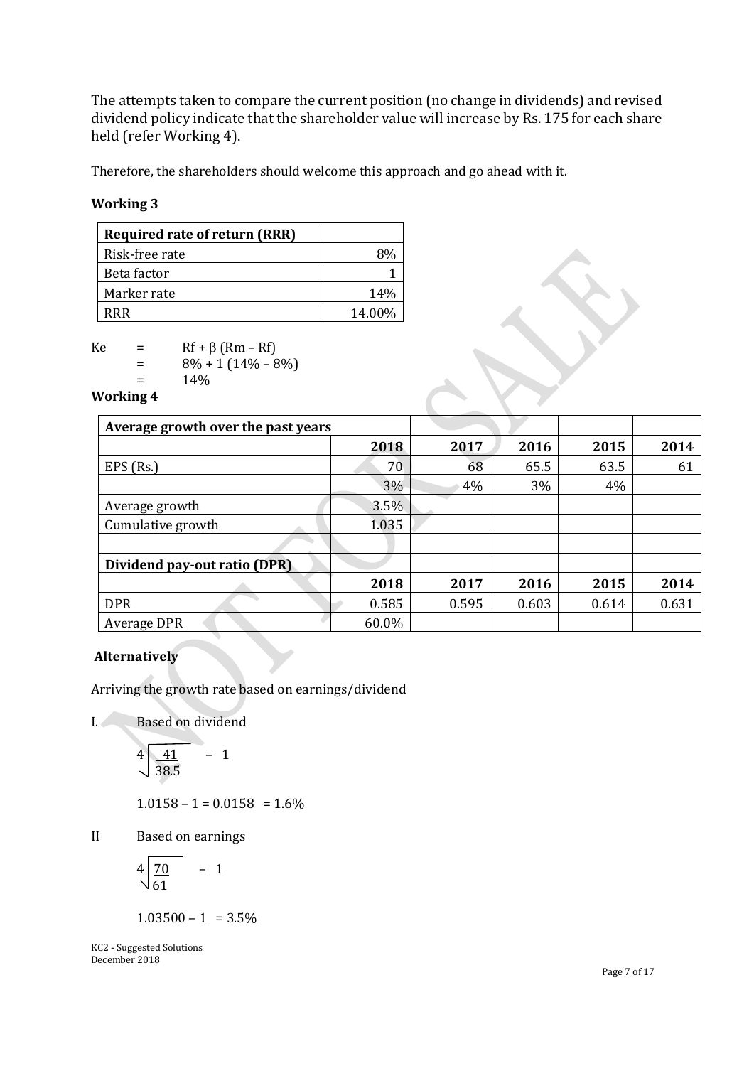The attempts taken to compare the current position (no change in dividends) and revised dividend policy indicate that the shareholder value will increase by Rs. 175 for each share held (refer Working 4).

Therefore, the shareholders should welcome this approach and go ahead with it.

### Working 3

| Required rate of return (RRR) | |
|---|---|
| Risk-free rate | 8% |
| Beta factor | 1 |
| Marker rate | 14% |
| RRR | 14.00% |

$$Ke = Rf + \beta (Rm - Rf)$$
$$= 8\% + 1 (14\% - 8\%)$$
$$= 14\%$$

### Working 4

| Average growth over the past years | | | | | |
|---|---|---|---|---|---|
| | 2018 | 2017 | 2016 | 2015 | 2014 |
| EPS (Rs.) | 70 | 68 | 65.5 | 63.5 | 61 |
| | 3% | 4% | 3% | 4% | |
| Average growth | 3.5% | | | | |
| Cumulative growth | 1.035 | | | | |
| | | | | | |
| **Dividend pay-out ratio (DPR)** | | | | | |
| | 2018 | 2017 | 2016 | 2015 | 2014 |
| DPR | 0.585 | 0.595 | 0.603 | 0.614 | 0.631 |
| Average DPR | 60.0% | | | | |

**Alternatively**

Arriving the growth rate based on earnings/dividend

I. Based on dividend

$$\sqrt[4]{\frac{41}{38.5}} - 1$$

$1.0158 - 1 = 0.0158 = 1.6\%$

II Based on earnings

$$\sqrt[4]{\frac{70}{61}} - 1$$

$1.03500 - 1 = 3.5\%$

KC2 - Suggested Solutions
December 2018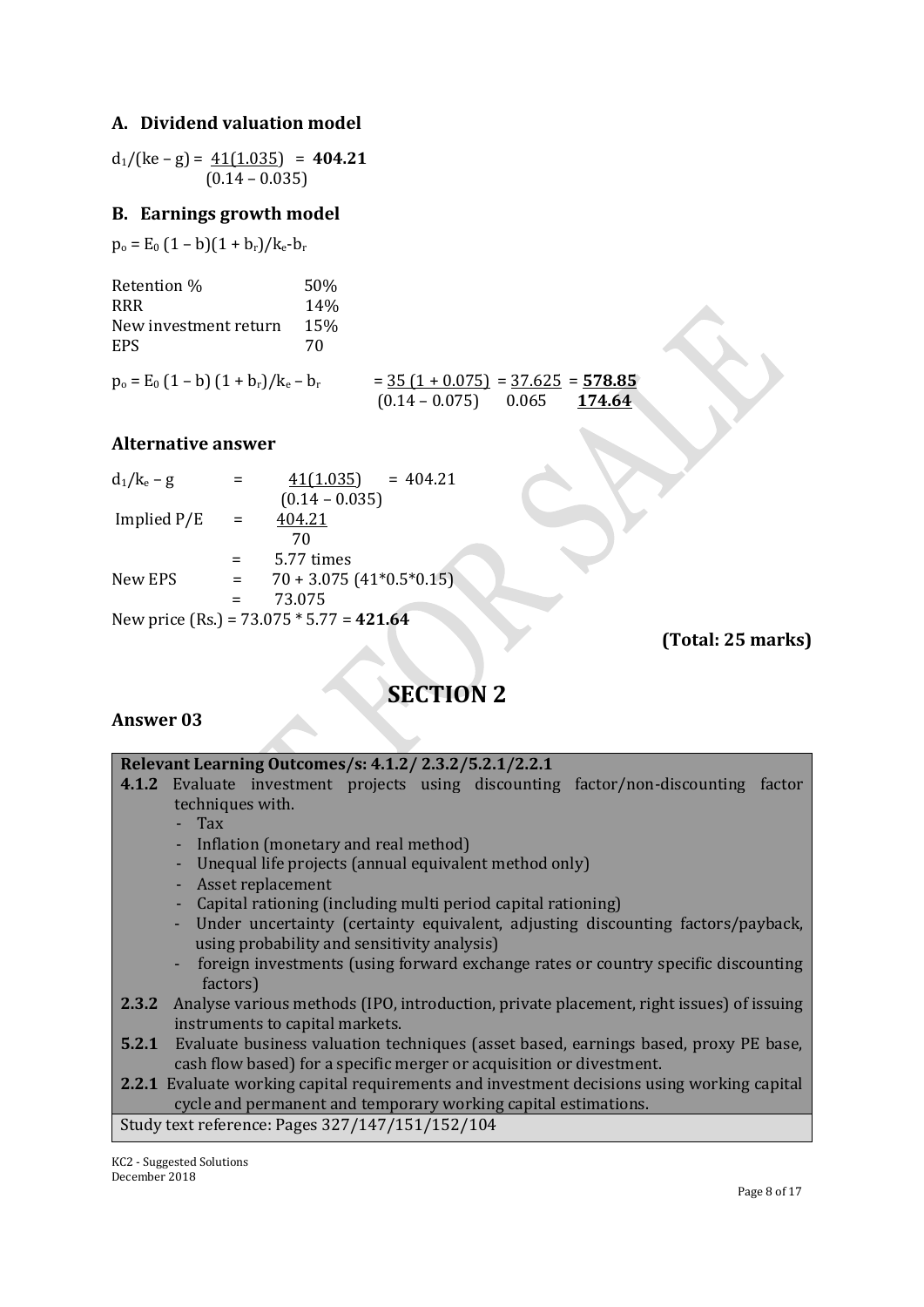### A. Dividend valuation model

$$d_1/(ke - g) = \frac{41(1.035)}{(0.14 - 0.035)} = \mathbf{404.21}$$

### B. Earnings growth model

$p_o = E_0 (1 - b)(1 + b_r)/k_e - b_r$

| | |
|---|---|
| Retention % | 50% |
| RRR | 14% |
| New investment return | 15% |
| EPS | 70 |

$$p_o = E_0 (1 - b)(1 + b_r)/k_e - b_r \quad = \frac{35(1 + 0.075)}{(0.14 - 0.075)} = \frac{37.625}{0.065} = \frac{\mathbf{578.85}}{\mathbf{174.64}}$$

### Alternative answer

$$d_1/k_e - g = \frac{41(1.035)}{(0.14 - 0.035)} = 404.21$$

$$\text{Implied P/E} = \frac{404.21}{70}$$

$$= 5.77 \text{ times}$$

$$\text{New EPS} = 70 + 3.075\ (41*0.5*0.15)$$

$$= 73.075$$

New price (Rs.) = 73.075 * 5.77 = **421.64**

**(Total: 25 marks)**

# SECTION 2

### Answer 03

| **Relevant Learning Outcomes/s: 4.1.2/ 2.3.2/5.2.1/2.2.1** |
|---|
| **4.1.2** Evaluate investment projects using discounting factor/non-discounting factor techniques with.<br>- Tax<br>- Inflation (monetary and real method)<br>- Unequal life projects (annual equivalent method only)<br>- Asset replacement<br>- Capital rationing (including multi period capital rationing)<br>- Under uncertainty (certainty equivalent, adjusting discounting factors/payback, using probability and sensitivity analysis)<br>- foreign investments (using forward exchange rates or country specific discounting factors)<br>**2.3.2** Analyse various methods (IPO, introduction, private placement, right issues) of issuing instruments to capital markets.<br>**5.2.1** Evaluate business valuation techniques (asset based, earnings based, proxy PE base, cash flow based) for a specific merger or acquisition or divestment.<br>**2.2.1** Evaluate working capital requirements and investment decisions using working capital cycle and permanent and temporary working capital estimations. |
| Study text reference: Pages 327/147/151/152/104 |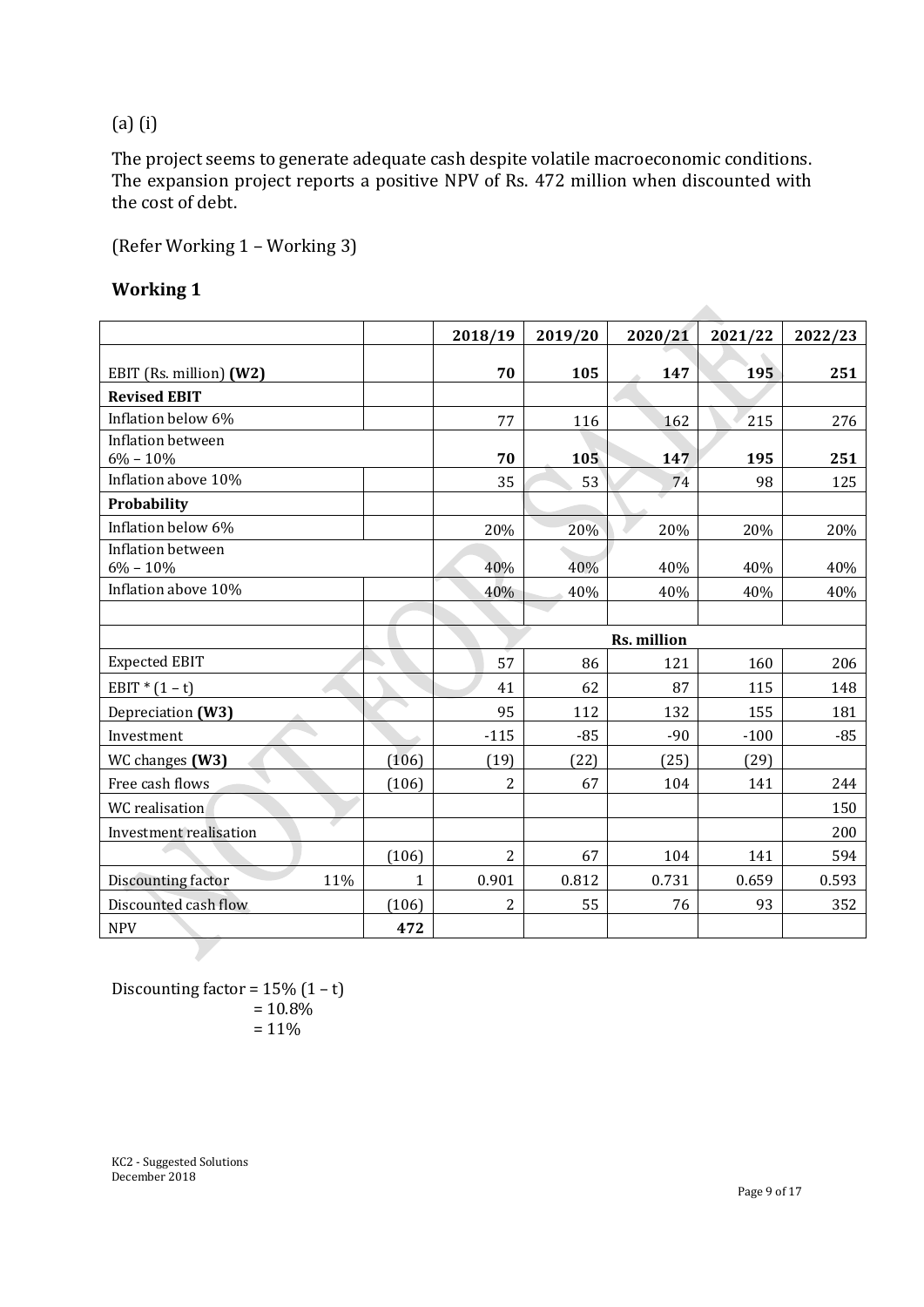(a) (i)

The project seems to generate adequate cash despite volatile macroeconomic conditions. The expansion project reports a positive NPV of Rs. 472 million when discounted with the cost of debt.

(Refer Working 1 – Working 3)

**Working 1**

| | | 2018/19 | 2019/20 | 2020/21 | 2021/22 | 2022/23 |
|---|---|---|---|---|---|---|
| EBIT (Rs. million) **(W2)** | | **70** | **105** | **147** | **195** | **251** |
| **Revised EBIT** | | | | | | |
| Inflation below 6% | | 77 | 116 | 162 | 215 | 276 |
| Inflation between 6% – 10% | | **70** | **105** | **147** | **195** | **251** |
| Inflation above 10% | | 35 | 53 | 74 | 98 | 125 |
| **Probability** | | | | | | |
| Inflation below 6% | | 20% | 20% | 20% | 20% | 20% |
| Inflation between 6% – 10% | | 40% | 40% | 40% | 40% | 40% |
| Inflation above 10% | | 40% | 40% | 40% | 40% | 40% |
| | | | | | | |
| | | | | Rs. million | | |
| Expected EBIT | | 57 | 86 | 121 | 160 | 206 |
| EBIT * (1 – t) | | 41 | 62 | 87 | 115 | 148 |
| Depreciation **(W3)** | | 95 | 112 | 132 | 155 | 181 |
| Investment | | -115 | -85 | -90 | -100 | -85 |
| WC changes **(W3)** | (106) | (19) | (22) | (25) | (29) | |
| Free cash flows | (106) | 2 | 67 | 104 | 141 | 244 |
| WC realisation | | | | | | 150 |
| Investment realisation | | | | | | 200 |
| | (106) | 2 | 67 | 104 | 141 | 594 |
| Discounting factor 11% | 1 | 0.901 | 0.812 | 0.731 | 0.659 | 0.593 |
| Discounted cash flow | (106) | 2 | 55 | 76 | 93 | 352 |
| NPV | **472** | | | | | |

Discounting factor = 15% (1 – t)
= 10.8%
= 11%

KC2 - Suggested Solutions
December 2018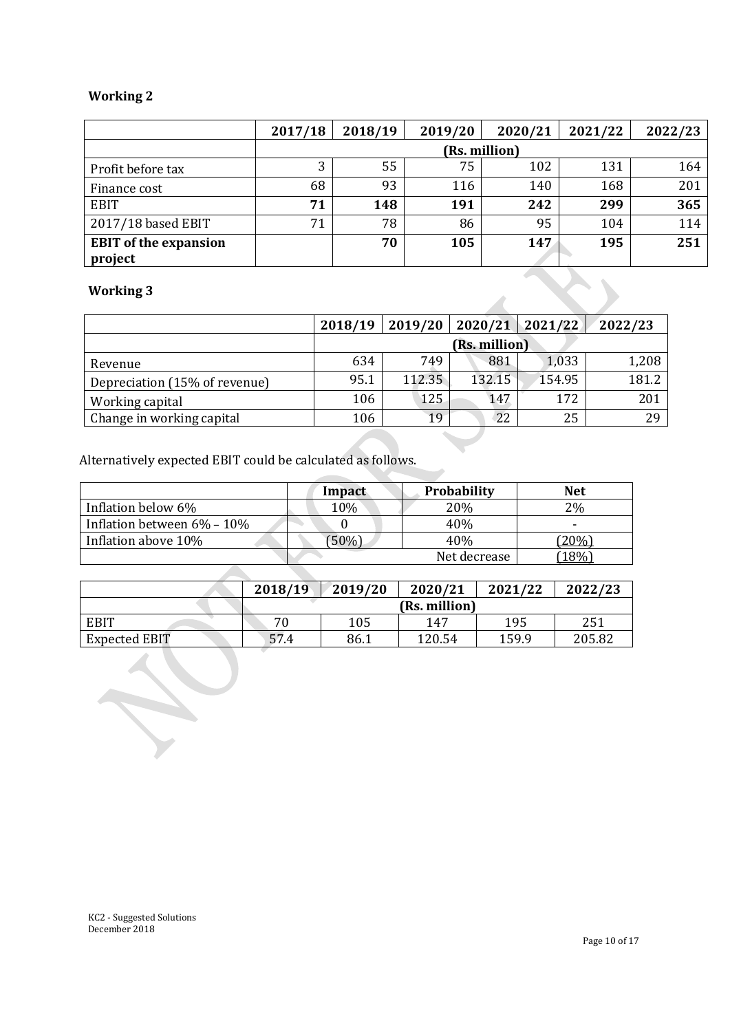**Working 2**

| | 2017/18 | 2018/19 | 2019/20 | 2020/21 | 2021/22 | 2022/23 |
|---|---|---|---|---|---|---|
| | (Rs. million) | | | | | |
| Profit before tax | 3 | 55 | 75 | 102 | 131 | 164 |
| Finance cost | 68 | 93 | 116 | 140 | 168 | 201 |
| **EBIT** | **71** | **148** | **191** | **242** | **299** | **365** |
| 2017/18 based EBIT | 71 | 78 | 86 | 95 | 104 | 114 |
| **EBIT of the expansion project** | | **70** | **105** | **147** | **195** | **251** |

**Working 3**

| | 2018/19 | 2019/20 | 2020/21 | 2021/22 | 2022/23 |
|---|---|---|---|---|---|
| | (Rs. million) | | | | |
| Revenue | 634 | 749 | 881 | 1,033 | 1,208 |
| Depreciation (15% of revenue) | 95.1 | 112.35 | 132.15 | 154.95 | 181.2 |
| Working capital | 106 | 125 | 147 | 172 | 201 |
| Change in working capital | 106 | 19 | 22 | 25 | 29 |

Alternatively expected EBIT could be calculated as follows.

| | Impact | Probability | Net |
|---|---|---|---|
| Inflation below 6% | 10% | 20% | 2% |
| Inflation between 6% – 10% | 0 | 40% | - |
| Inflation above 10% | (50%) | 40% | (20%) |
| | | Net decrease | (18%) |

| | 2018/19 | 2019/20 | 2020/21 | 2021/22 | 2022/23 |
|---|---|---|---|---|---|
| | (Rs. million) | | | | |
| EBIT | 70 | 105 | 147 | 195 | 251 |
| Expected EBIT | 57.4 | 86.1 | 120.54 | 159.9 | 205.82 |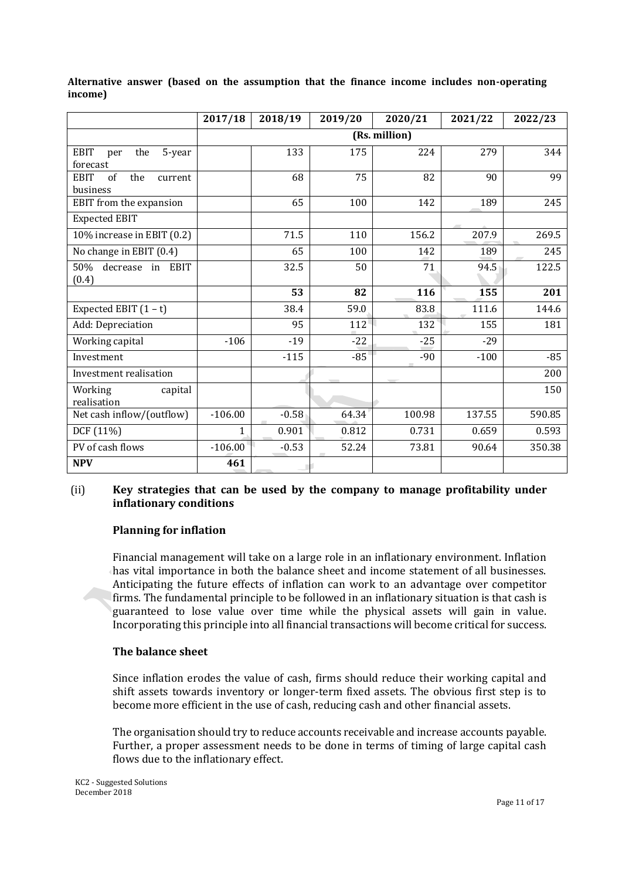**Alternative answer (based on the assumption that the finance income includes non-operating income)**

| | 2017/18 | 2018/19 | 2019/20 | 2020/21 | 2021/22 | 2022/23 |
|---|---|---|---|---|---|---|
| | (Rs. million) | | | | | |
| EBIT per the 5-year forecast | | 133 | 175 | 224 | 279 | 344 |
| EBIT of the current business | | 68 | 75 | 82 | 90 | 99 |
| EBIT from the expansion | | 65 | 100 | 142 | 189 | 245 |
| Expected EBIT | | | | | | |
| 10% increase in EBIT (0.2) | | 71.5 | 110 | 156.2 | 207.9 | 269.5 |
| No change in EBIT (0.4) | | 65 | 100 | 142 | 189 | 245 |
| 50% decrease in EBIT (0.4) | | 32.5 | 50 | 71 | 94.5 | 122.5 |
| | | **53** | **82** | **116** | **155** | **201** |
| Expected EBIT (1 – t) | | 38.4 | 59.0 | 83.8 | 111.6 | 144.6 |
| Add: Depreciation | | 95 | 112 | 132 | 155 | 181 |
| Working capital | -106 | -19 | -22 | -25 | -29 | |
| Investment | | -115 | -85 | -90 | -100 | -85 |
| Investment realisation | | | | | | 200 |
| Working capital realisation | | | | | | 150 |
| Net cash inflow/(outflow) | -106.00 | -0.58 | 64.34 | 100.98 | 137.55 | 590.85 |
| DCF (11%) | 1 | 0.901 | 0.812 | 0.731 | 0.659 | 0.593 |
| PV of cash flows | -106.00 | -0.53 | 52.24 | 73.81 | 90.64 | 350.38 |
| **NPV** | **461** | | | | | |

(ii) **Key strategies that can be used by the company to manage profitability under inflationary conditions**

**Planning for inflation**

Financial management will take on a large role in an inflationary environment. Inflation has vital importance in both the balance sheet and income statement of all businesses. Anticipating the future effects of inflation can work to an advantage over competitor firms. The fundamental principle to be followed in an inflationary situation is that cash is guaranteed to lose value over time while the physical assets will gain in value. Incorporating this principle into all financial transactions will become critical for success.

**The balance sheet**

Since inflation erodes the value of cash, firms should reduce their working capital and shift assets towards inventory or longer-term fixed assets. The obvious first step is to become more efficient in the use of cash, reducing cash and other financial assets.

The organisation should try to reduce accounts receivable and increase accounts payable. Further, a proper assessment needs to be done in terms of timing of large capital cash flows due to the inflationary effect.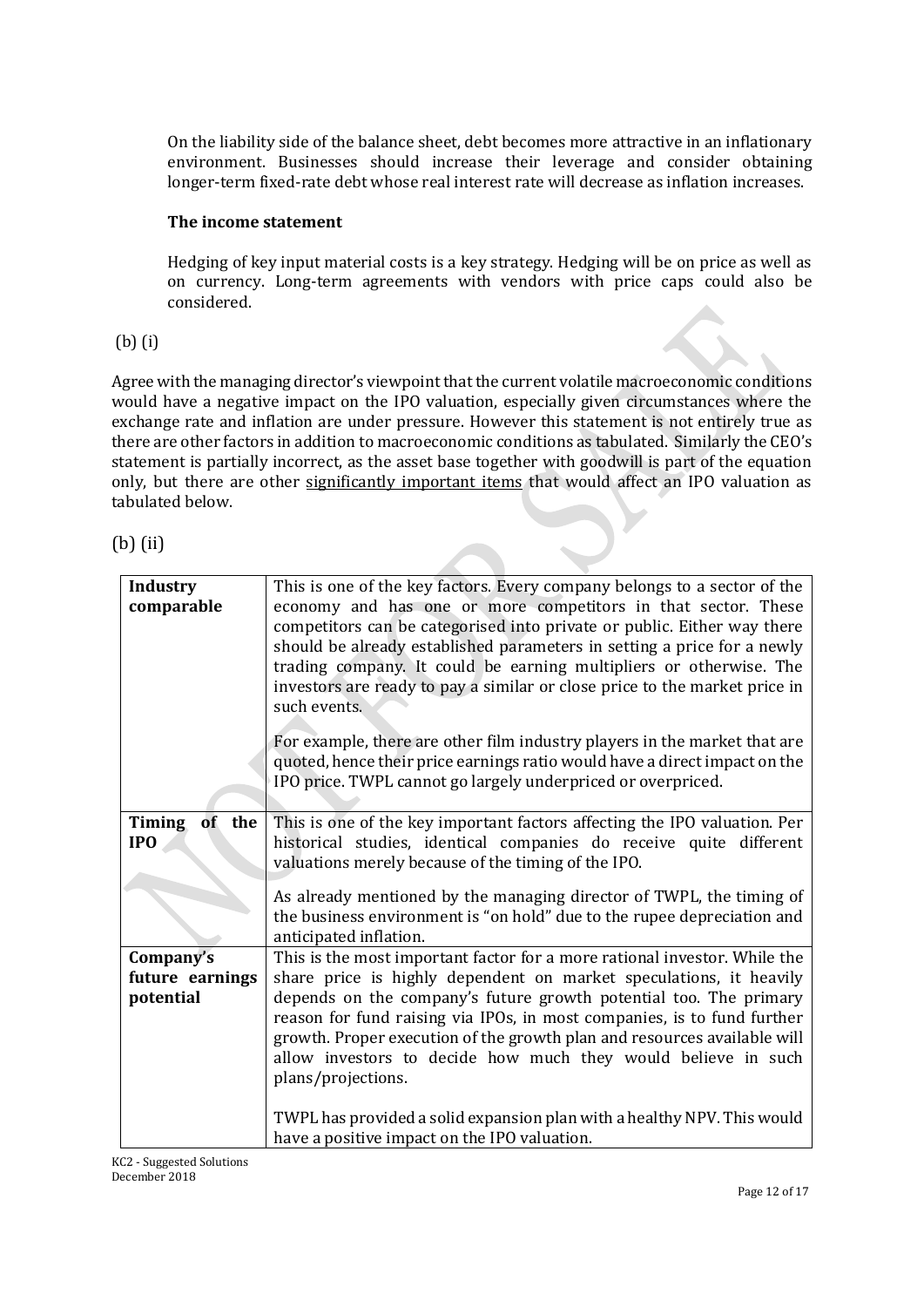On the liability side of the balance sheet, debt becomes more attractive in an inflationary environment. Businesses should increase their leverage and consider obtaining longer-term fixed-rate debt whose real interest rate will decrease as inflation increases.

**The income statement**

Hedging of key input material costs is a key strategy. Hedging will be on price as well as on currency. Long-term agreements with vendors with price caps could also be considered.

(b) (i)

Agree with the managing director's viewpoint that the current volatile macroeconomic conditions would have a negative impact on the IPO valuation, especially given circumstances where the exchange rate and inflation are under pressure. However this statement is not entirely true as there are other factors in addition to macroeconomic conditions as tabulated. Similarly the CEO's statement is partially incorrect, as the asset base together with goodwill is part of the equation only, but there are other significantly important items that would affect an IPO valuation as tabulated below.

(b) (ii)

| | |
|---|---|
| **Industry comparable** | This is one of the key factors. Every company belongs to a sector of the economy and has one or more competitors in that sector. These competitors can be categorised into private or public. Either way there should be already established parameters in setting a price for a newly trading company. It could be earning multipliers or otherwise. The investors are ready to pay a similar or close price to the market price in such events.<br><br>For example, there are other film industry players in the market that are quoted, hence their price earnings ratio would have a direct impact on the IPO price. TWPL cannot go largely underpriced or overpriced. |
| **Timing of the IPO** | This is one of the key important factors affecting the IPO valuation. Per historical studies, identical companies do receive quite different valuations merely because of the timing of the IPO.<br><br>As already mentioned by the managing director of TWPL, the timing of the business environment is "on hold" due to the rupee depreciation and anticipated inflation. |
| **Company's future earnings potential** | This is the most important factor for a more rational investor. While the share price is highly dependent on market speculations, it heavily depends on the company's future growth potential too. The primary reason for fund raising via IPOs, in most companies, is to fund further growth. Proper execution of the growth plan and resources available will allow investors to decide how much they would believe in such plans/projections.<br><br>TWPL has provided a solid expansion plan with a healthy NPV. This would have a positive impact on the IPO valuation. |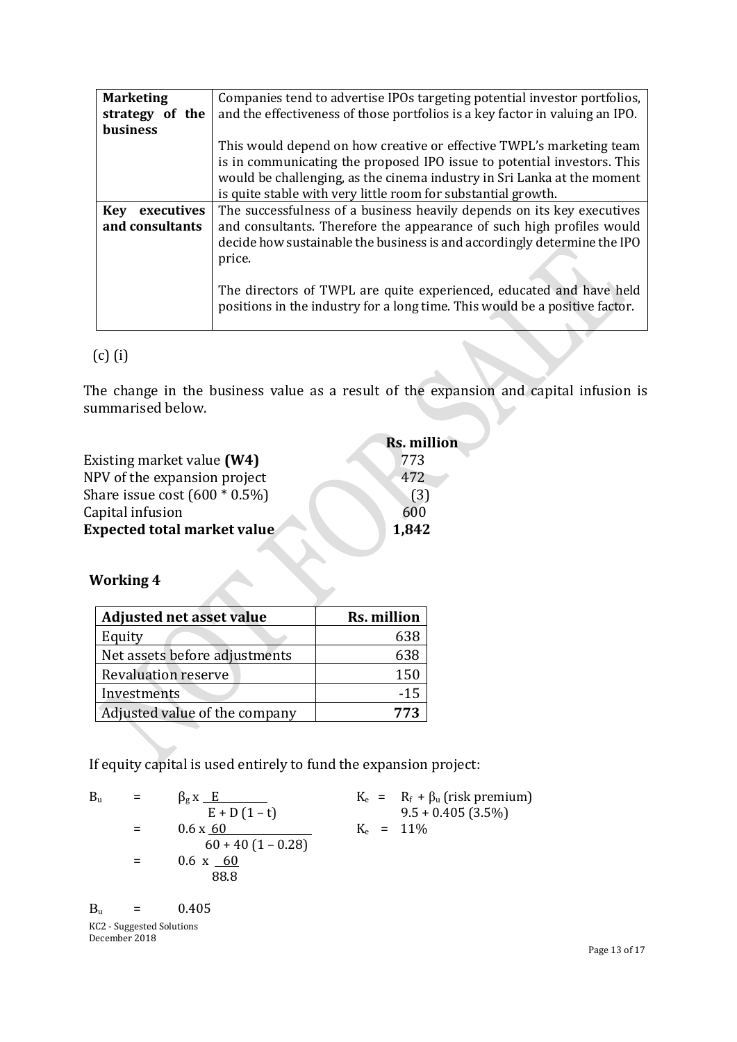| Marketing strategy of the business | Companies tend to advertise IPOs targeting potential investor portfolios, and the effectiveness of those portfolios is a key factor in valuing an IPO.<br><br>This would depend on how creative or effective TWPL's marketing team is in communicating the proposed IPO issue to potential investors. This would be challenging, as the cinema industry in Sri Lanka at the moment is quite stable with very little room for substantial growth. |
|---|---|
| Key executives and consultants | The successfulness of a business heavily depends on its key executives and consultants. Therefore the appearance of such high profiles would decide how sustainable the business is and accordingly determine the IPO price.<br><br>The directors of TWPL are quite experienced, educated and have held positions in the industry for a long time. This would be a positive factor. |

(c) (i)

The change in the business value as a result of the expansion and capital infusion is summarised below.

| | Rs. million |
|---|---|
| Existing market value **(W4)** | 773 |
| NPV of the expansion project | 472 |
| Share issue cost (600 * 0.5%) | (3) |
| Capital infusion | 600 |
| **Expected total market value** | **1,842** |

**Working 4**

| Adjusted net asset value | Rs. million |
|---|---|
| Equity | 638 |
| Net assets before adjustments | 638 |
| Revaluation reserve | 150 |
| Investments | -15 |
| Adjusted value of the company | **773** |

If equity capital is used entirely to fund the expansion project:

$$B_u = \beta_g \times \frac{E}{E + D(1 - t)}$$

$$= 0.6 \times \frac{60}{60 + 40(1 - 0.28)}$$

$$= 0.6 \times \frac{60}{88.8}$$

$$B_u = 0.405$$

$$K_e = R_f + \beta_u \text{ (risk premium)}$$

$$9.5 + 0.405 \text{ (3.5\%)}$$

$$K_e = 11\%$$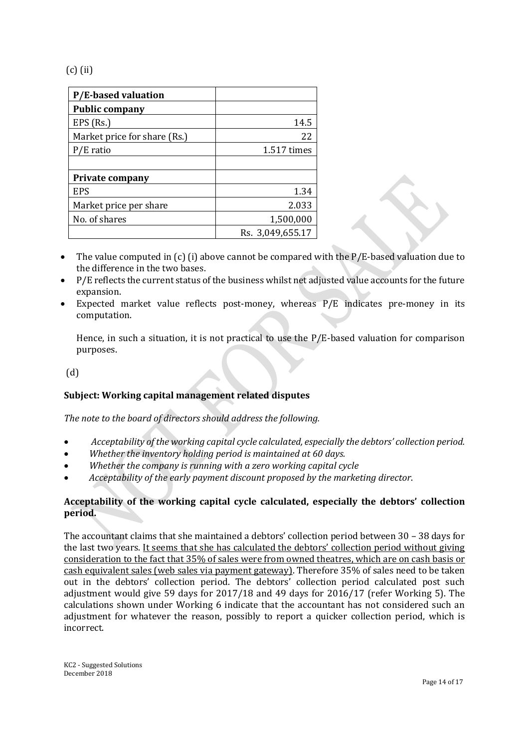(c) (ii)

| P/E-based valuation | |
|---|---|
| **Public company** | |
| EPS (Rs.) | 14.5 |
| Market price for share (Rs.) | 22 |
| P/E ratio | 1.517 times |
| | |
| **Private company** | |
| EPS | 1.34 |
| Market price per share | 2.033 |
| No. of shares | 1,500,000 |
| | Rs. 3,049,655.17 |

- The value computed in (c) (i) above cannot be compared with the P/E-based valuation due to the difference in the two bases.
- P/E reflects the current status of the business whilst net adjusted value accounts for the future expansion.
- Expected market value reflects post-money, whereas P/E indicates pre-money in its computation.

  Hence, in such a situation, it is not practical to use the P/E-based valuation for comparison purposes.

(d)

**Subject: Working capital management related disputes**

*The note to the board of directors should address the following.*

- *Acceptability of the working capital cycle calculated, especially the debtors' collection period.*
- *Whether the inventory holding period is maintained at 60 days.*
- *Whether the company is running with a zero working capital cycle*
- *Acceptability of the early payment discount proposed by the marketing director.*

**Acceptability of the working capital cycle calculated, especially the debtors' collection period.**

The accountant claims that she maintained a debtors' collection period between 30 – 38 days for the last two years. <u>It seems that she has calculated the debtors' collection period without giving consideration to the fact that 35% of sales were from owned theatres, which are on cash basis or cash equivalent sales (web sales via payment gateway)</u>. Therefore 35% of sales need to be taken out in the debtors' collection period. The debtors' collection period calculated post such adjustment would give 59 days for 2017/18 and 49 days for 2016/17 (refer Working 5). The calculations shown under Working 6 indicate that the accountant has not considered such an adjustment for whatever the reason, possibly to report a quicker collection period, which is incorrect.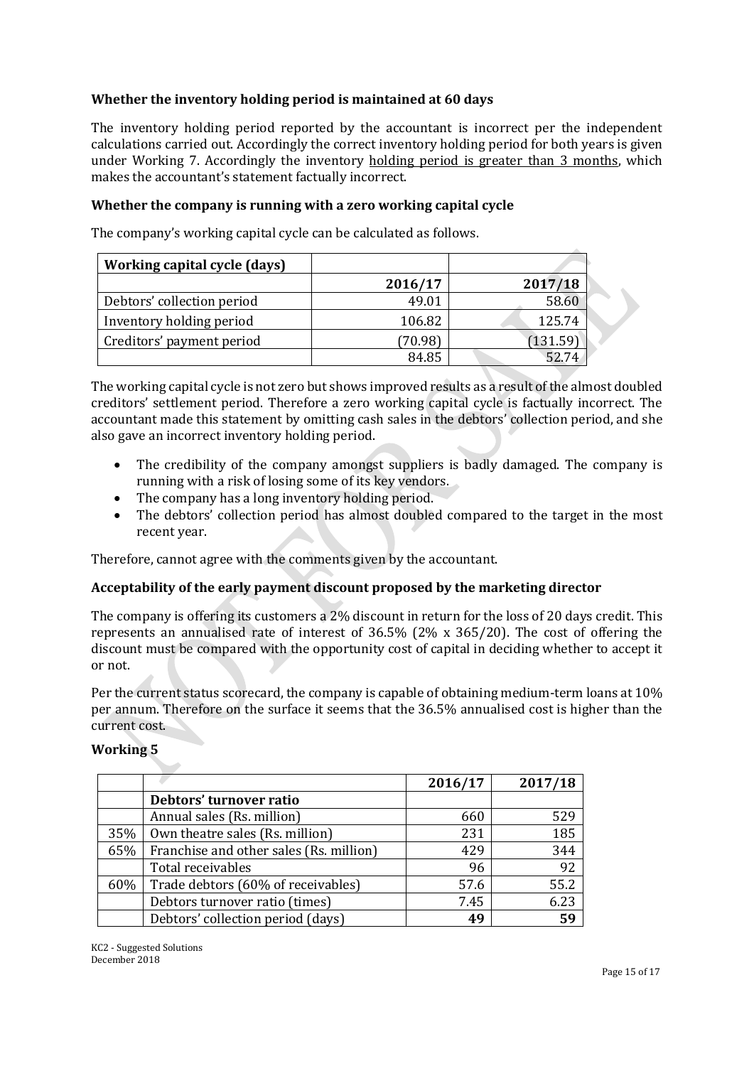**Whether the inventory holding period is maintained at 60 days**

The inventory holding period reported by the accountant is incorrect per the independent calculations carried out. Accordingly the correct inventory holding period for both years is given under Working 7. Accordingly the inventory holding period is greater than 3 months, which makes the accountant's statement factually incorrect.

**Whether the company is running with a zero working capital cycle**

The company's working capital cycle can be calculated as follows.

| **Working capital cycle (days)** | | |
|---|---|---|
| | **2016/17** | **2017/18** |
| Debtors' collection period | 49.01 | 58.60 |
| Inventory holding period | 106.82 | 125.74 |
| Creditors' payment period | (70.98) | (131.59) |
| | 84.85 | 52.74 |

The working capital cycle is not zero but shows improved results as a result of the almost doubled creditors' settlement period. Therefore a zero working capital cycle is factually incorrect. The accountant made this statement by omitting cash sales in the debtors' collection period, and she also gave an incorrect inventory holding period.

- The credibility of the company amongst suppliers is badly damaged. The company is running with a risk of losing some of its key vendors.
- The company has a long inventory holding period.
- The debtors' collection period has almost doubled compared to the target in the most recent year.

Therefore, cannot agree with the comments given by the accountant.

**Acceptability of the early payment discount proposed by the marketing director**

The company is offering its customers a 2% discount in return for the loss of 20 days credit. This represents an annualised rate of interest of 36.5% (2% x 365/20). The cost of offering the discount must be compared with the opportunity cost of capital in deciding whether to accept it or not.

Per the current status scorecard, the company is capable of obtaining medium-term loans at 10% per annum. Therefore on the surface it seems that the 36.5% annualised cost is higher than the current cost.

## Working 5

| | | 2016/17 | 2017/18 |
|---|---|---|---|
| | **Debtors' turnover ratio** | | |
| | Annual sales (Rs. million) | 660 | 529 |
| 35% | Own theatre sales (Rs. million) | 231 | 185 |
| 65% | Franchise and other sales (Rs. million) | 429 | 344 |
| | Total receivables | 96 | 92 |
| 60% | Trade debtors (60% of receivables) | 57.6 | 55.2 |
| | Debtors turnover ratio (times) | 7.45 | 6.23 |
| | Debtors' collection period (days) | **49** | **59** |

KC2 - Suggested Solutions
December 2018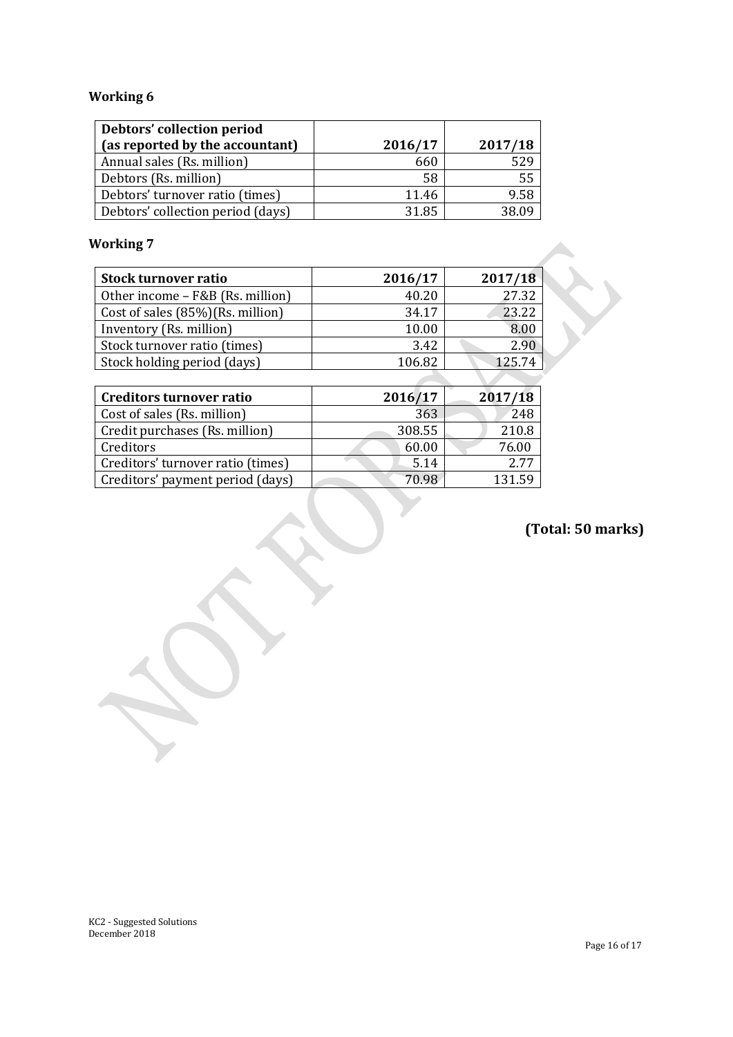**Working 6**

| Debtors' collection period (as reported by the accountant) | 2016/17 | 2017/18 |
|---|---|---|
| Annual sales (Rs. million) | 660 | 529 |
| Debtors (Rs. million) | 58 | 55 |
| Debtors' turnover ratio (times) | 11.46 | 9.58 |
| Debtors' collection period (days) | 31.85 | 38.09 |

**Working 7**

| Stock turnover ratio | 2016/17 | 2017/18 |
|---|---|---|
| Other income – F&B (Rs. million) | 40.20 | 27.32 |
| Cost of sales (85%)(Rs. million) | 34.17 | 23.22 |
| Inventory (Rs. million) | 10.00 | 8.00 |
| Stock turnover ratio (times) | 3.42 | 2.90 |
| Stock holding period (days) | 106.82 | 125.74 |

| Creditors turnover ratio | 2016/17 | 2017/18 |
|---|---|---|
| Cost of sales (Rs. million) | 363 | 248 |
| Credit purchases (Rs. million) | 308.55 | 210.8 |
| Creditors | 60.00 | 76.00 |
| Creditors' turnover ratio (times) | 5.14 | 2.77 |
| Creditors' payment period (days) | 70.98 | 131.59 |

**(Total: 50 marks)**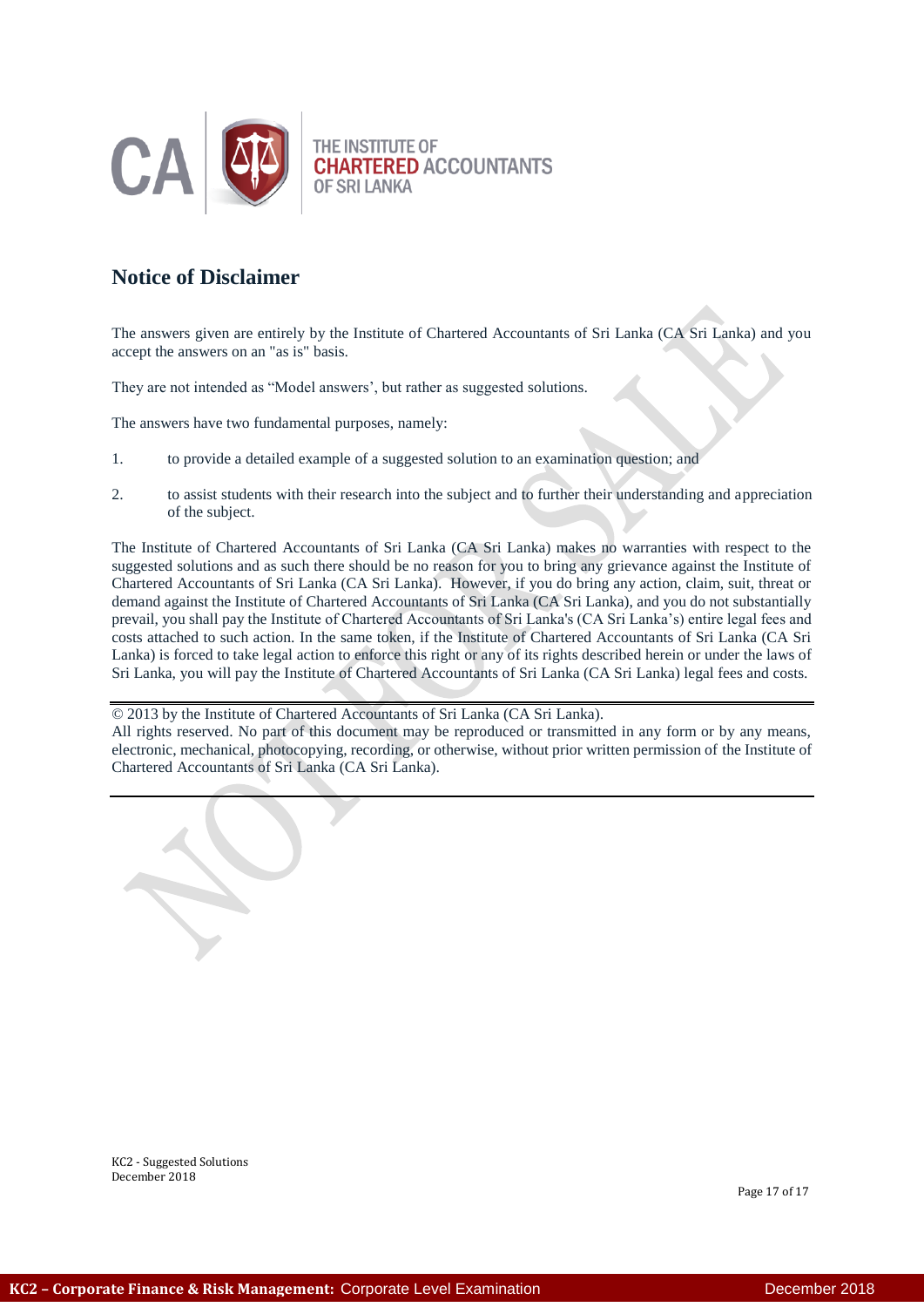THE INSTITUTE OF CHARTERED ACCOUNTANTS OF SRI LANKA

## Notice of Disclaimer

The answers given are entirely by the Institute of Chartered Accountants of Sri Lanka (CA Sri Lanka) and you accept the answers on an "as is" basis.

They are not intended as "Model answers', but rather as suggested solutions.

The answers have two fundamental purposes, namely:

1. to provide a detailed example of a suggested solution to an examination question; and

2. to assist students with their research into the subject and to further their understanding and appreciation of the subject.

The Institute of Chartered Accountants of Sri Lanka (CA Sri Lanka) makes no warranties with respect to the suggested solutions and as such there should be no reason for you to bring any grievance against the Institute of Chartered Accountants of Sri Lanka (CA Sri Lanka). However, if you do bring any action, claim, suit, threat or demand against the Institute of Chartered Accountants of Sri Lanka (CA Sri Lanka), and you do not substantially prevail, you shall pay the Institute of Chartered Accountants of Sri Lanka's (CA Sri Lanka's) entire legal fees and costs attached to such action. In the same token, if the Institute of Chartered Accountants of Sri Lanka (CA Sri Lanka) is forced to take legal action to enforce this right or any of its rights described herein or under the laws of Sri Lanka, you will pay the Institute of Chartered Accountants of Sri Lanka (CA Sri Lanka) legal fees and costs.

---

© 2013 by the Institute of Chartered Accountants of Sri Lanka (CA Sri Lanka).
All rights reserved. No part of this document may be reproduced or transmitted in any form or by any means, electronic, mechanical, photocopying, recording, or otherwise, without prior written permission of the Institute of Chartered Accountants of Sri Lanka (CA Sri Lanka).

---